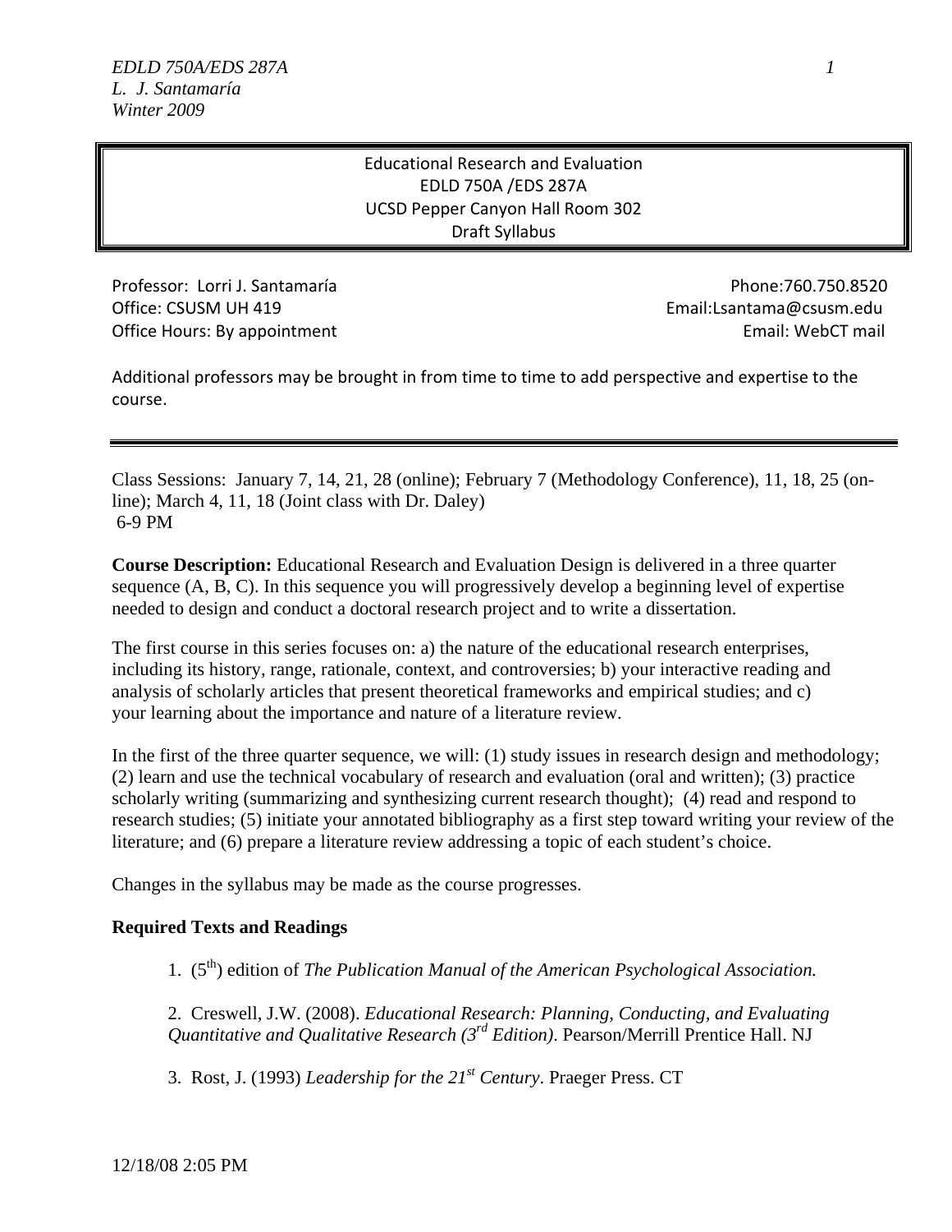# Educational Research and Evaluation
## EDLD 750A /EDS 287A
### UCSD Pepper Canyon Hall Room 302
### Draft Syllabus

Professor: Lorri J. Santamaría | Phone:760.750.8520
Office: CSUSM UH 419 | Email:Lsantama@csusm.edu
Office Hours: By appointment | Email: WebCT mail

Additional professors may be brought in from time to time to add perspective and expertise to the course.

---

Class Sessions: January 7, 14, 21, 28 (online); February 7 (Methodology Conference), 11, 18, 25 (on-line); March 4, 11, 18 (Joint class with Dr. Daley)
6-9 PM

**Course Description:** Educational Research and Evaluation Design is delivered in a three quarter sequence (A, B, C). In this sequence you will progressively develop a beginning level of expertise needed to design and conduct a doctoral research project and to write a dissertation.

The first course in this series focuses on: a) the nature of the educational research enterprises, including its history, range, rationale, context, and controversies; b) your interactive reading and analysis of scholarly articles that present theoretical frameworks and empirical studies; and c) your learning about the importance and nature of a literature review.

In the first of the three quarter sequence, we will: (1) study issues in research design and methodology; (2) learn and use the technical vocabulary of research and evaluation (oral and written); (3) practice scholarly writing (summarizing and synthesizing current research thought); (4) read and respond to research studies; (5) initiate your annotated bibliography as a first step toward writing your review of the literature; and (6) prepare a literature review addressing a topic of each student's choice.

Changes in the syllabus may be made as the course progresses.

**Required Texts and Readings**

1. (5th) edition of *The Publication Manual of the American Psychological Association.*

2. Creswell, J.W. (2008). *Educational Research: Planning, Conducting, and Evaluating Quantitative and Qualitative Research (3rd Edition)*. Pearson/Merrill Prentice Hall. NJ

3. Rost, J. (1993) *Leadership for the 21st Century*. Praeger Press. CT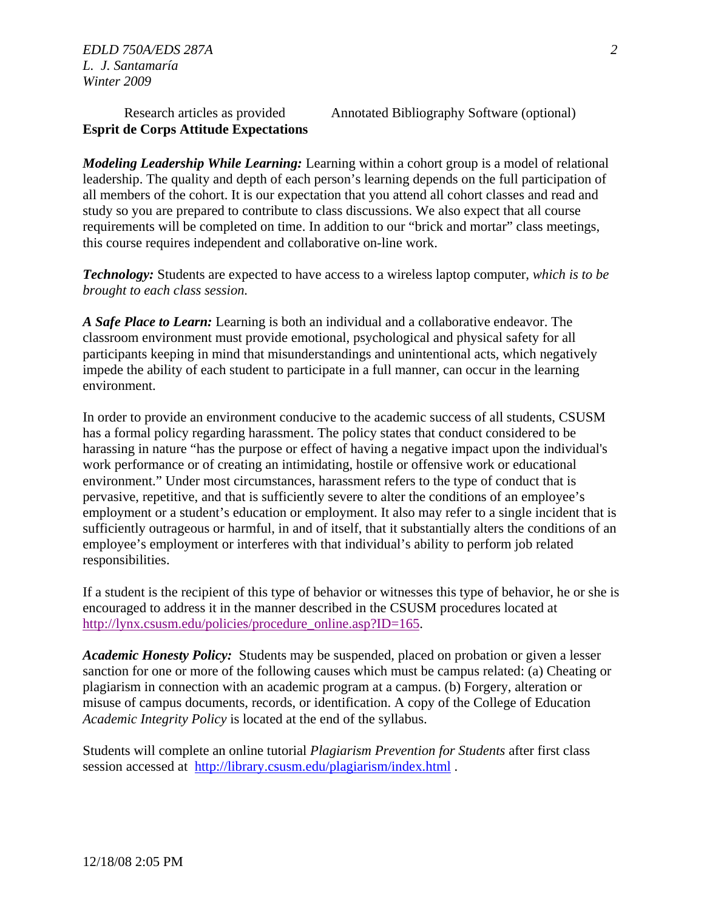Research articles as provided    Annotated Bibliography Software (optional)

**Esprit de Corps Attitude Expectations**

***Modeling Leadership While Learning:*** Learning within a cohort group is a model of relational leadership. The quality and depth of each person's learning depends on the full participation of all members of the cohort. It is our expectation that you attend all cohort classes and read and study so you are prepared to contribute to class discussions. We also expect that all course requirements will be completed on time. In addition to our "brick and mortar" class meetings, this course requires independent and collaborative on-line work.

***Technology:*** Students are expected to have access to a wireless laptop computer, *which is to be brought to each class session.*

***A Safe Place to Learn:*** Learning is both an individual and a collaborative endeavor. The classroom environment must provide emotional, psychological and physical safety for all participants keeping in mind that misunderstandings and unintentional acts, which negatively impede the ability of each student to participate in a full manner, can occur in the learning environment.

In order to provide an environment conducive to the academic success of all students, CSUSM has a formal policy regarding harassment. The policy states that conduct considered to be harassing in nature "has the purpose or effect of having a negative impact upon the individual's work performance or of creating an intimidating, hostile or offensive work or educational environment." Under most circumstances, harassment refers to the type of conduct that is pervasive, repetitive, and that is sufficiently severe to alter the conditions of an employee's employment or a student's education or employment. It also may refer to a single incident that is sufficiently outrageous or harmful, in and of itself, that it substantially alters the conditions of an employee's employment or interferes with that individual's ability to perform job related responsibilities.

If a student is the recipient of this type of behavior or witnesses this type of behavior, he or she is encouraged to address it in the manner described in the CSUSM procedures located at http://lynx.csusm.edu/policies/procedure_online.asp?ID=165.

***Academic Honesty Policy:*** Students may be suspended, placed on probation or given a lesser sanction for one or more of the following causes which must be campus related: (a) Cheating or plagiarism in connection with an academic program at a campus. (b) Forgery, alteration or misuse of campus documents, records, or identification. A copy of the College of Education *Academic Integrity Policy* is located at the end of the syllabus.

Students will complete an online tutorial *Plagiarism Prevention for Students* after first class session accessed at http://library.csusm.edu/plagiarism/index.html .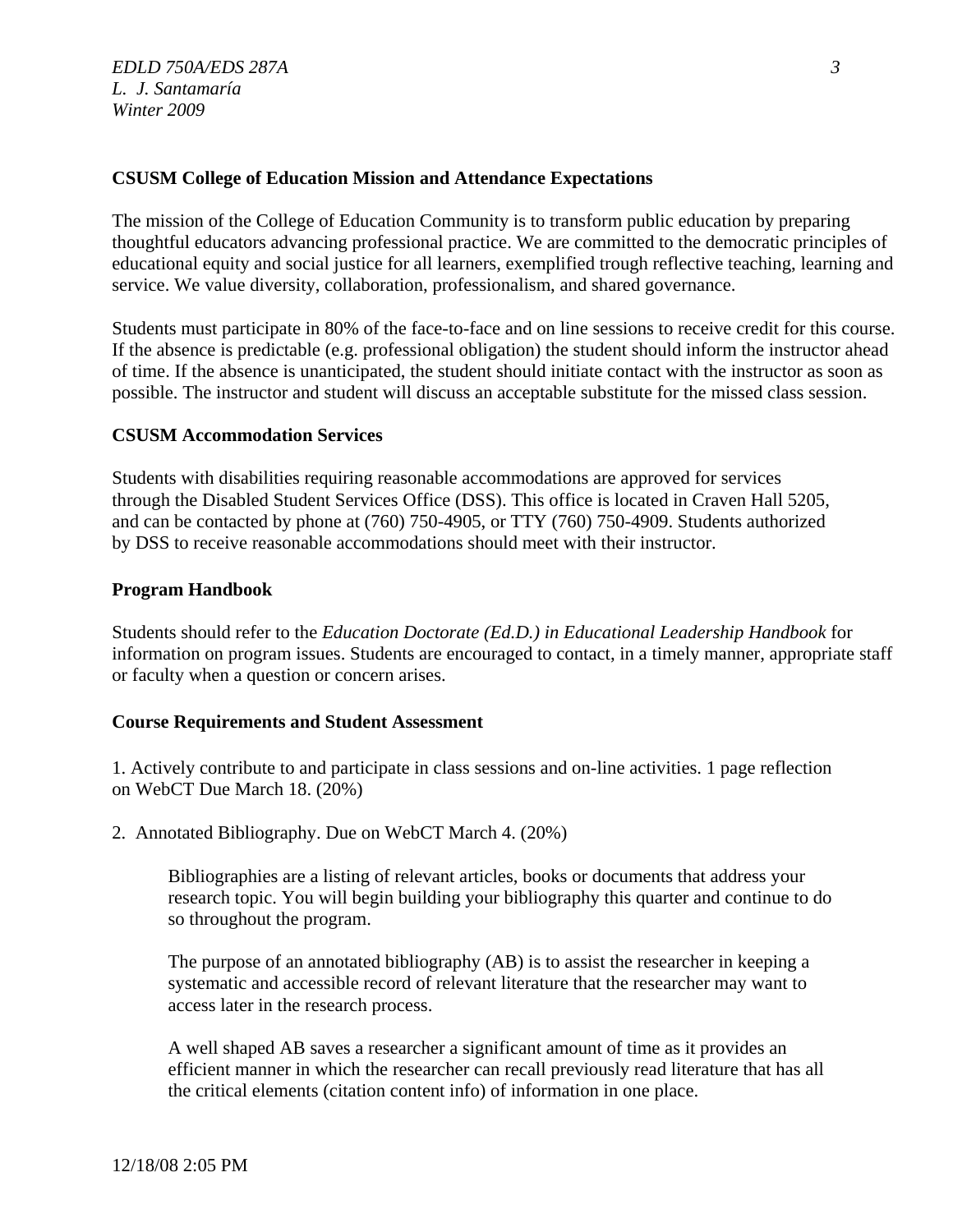**CSUSM College of Education Mission and Attendance Expectations**

The mission of the College of Education Community is to transform public education by preparing thoughtful educators advancing professional practice. We are committed to the democratic principles of educational equity and social justice for all learners, exemplified trough reflective teaching, learning and service. We value diversity, collaboration, professionalism, and shared governance.

Students must participate in 80% of the face-to-face and on line sessions to receive credit for this course. If the absence is predictable (e.g. professional obligation) the student should inform the instructor ahead of time. If the absence is unanticipated, the student should initiate contact with the instructor as soon as possible. The instructor and student will discuss an acceptable substitute for the missed class session.

**CSUSM Accommodation Services**

Students with disabilities requiring reasonable accommodations are approved for services through the Disabled Student Services Office (DSS). This office is located in Craven Hall 5205, and can be contacted by phone at (760) 750-4905, or TTY (760) 750-4909. Students authorized by DSS to receive reasonable accommodations should meet with their instructor.

**Program Handbook**

Students should refer to the *Education Doctorate (Ed.D.) in Educational Leadership Handbook* for information on program issues. Students are encouraged to contact, in a timely manner, appropriate staff or faculty when a question or concern arises.

**Course Requirements and Student Assessment**

1. Actively contribute to and participate in class sessions and on-line activities. 1 page reflection on WebCT Due March 18. (20%)

2. Annotated Bibliography. Due on WebCT March 4. (20%)

    Bibliographies are a listing of relevant articles, books or documents that address your research topic. You will begin building your bibliography this quarter and continue to do so throughout the program.

    The purpose of an annotated bibliography (AB) is to assist the researcher in keeping a systematic and accessible record of relevant literature that the researcher may want to access later in the research process.

    A well shaped AB saves a researcher a significant amount of time as it provides an efficient manner in which the researcher can recall previously read literature that has all the critical elements (citation content info) of information in one place.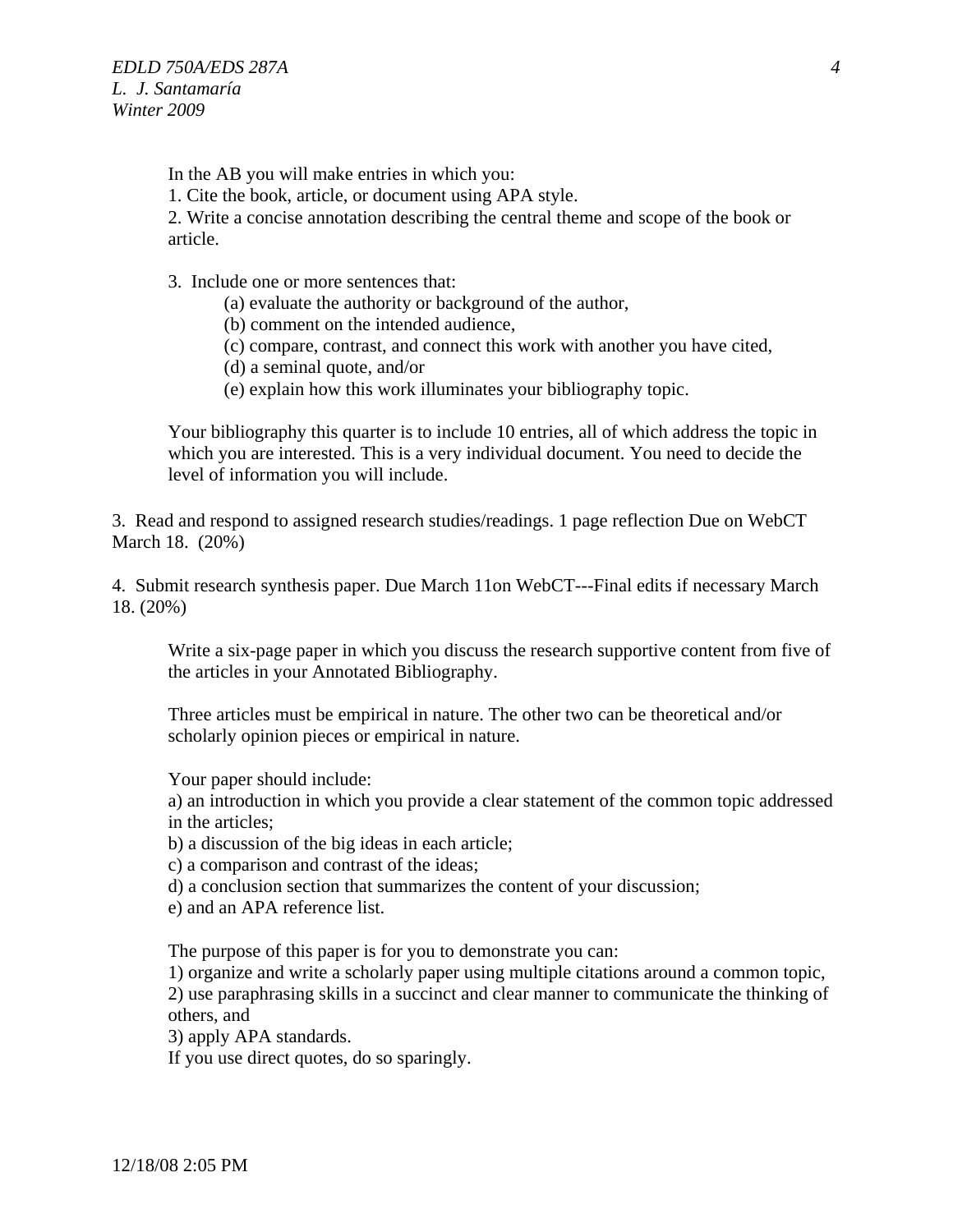In the AB you will make entries in which you:

1. Cite the book, article, or document using APA style.
2. Write a concise annotation describing the central theme and scope of the book or article.
3. Include one or more sentences that:
    (a) evaluate the authority or background of the author,
    (b) comment on the intended audience,
    (c) compare, contrast, and connect this work with another you have cited,
    (d) a seminal quote, and/or
    (e) explain how this work illuminates your bibliography topic.

Your bibliography this quarter is to include 10 entries, all of which address the topic in which you are interested. This is a very individual document. You need to decide the level of information you will include.

3. Read and respond to assigned research studies/readings. 1 page reflection Due on WebCT March 18. (20%)

4. Submit research synthesis paper. Due March 11on WebCT---Final edits if necessary March 18. (20%)

Write a six-page paper in which you discuss the research supportive content from five of the articles in your Annotated Bibliography.

Three articles must be empirical in nature. The other two can be theoretical and/or scholarly opinion pieces or empirical in nature.

Your paper should include:
a) an introduction in which you provide a clear statement of the common topic addressed in the articles;
b) a discussion of the big ideas in each article;
c) a comparison and contrast of the ideas;
d) a conclusion section that summarizes the content of your discussion;
e) and an APA reference list.

The purpose of this paper is for you to demonstrate you can:
1) organize and write a scholarly paper using multiple citations around a common topic,
2) use paraphrasing skills in a succinct and clear manner to communicate the thinking of others, and
3) apply APA standards.
If you use direct quotes, do so sparingly.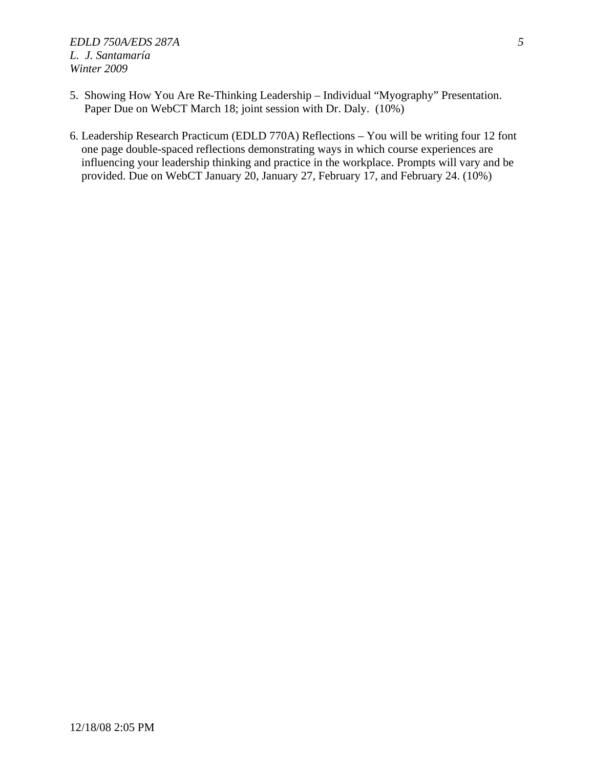5. Showing How You Are Re-Thinking Leadership – Individual "Myography" Presentation. Paper Due on WebCT March 18; joint session with Dr. Daly. (10%)

6. Leadership Research Practicum (EDLD 770A) Reflections – You will be writing four 12 font one page double-spaced reflections demonstrating ways in which course experiences are influencing your leadership thinking and practice in the workplace. Prompts will vary and be provided. Due on WebCT January 20, January 27, February 17, and February 24. (10%)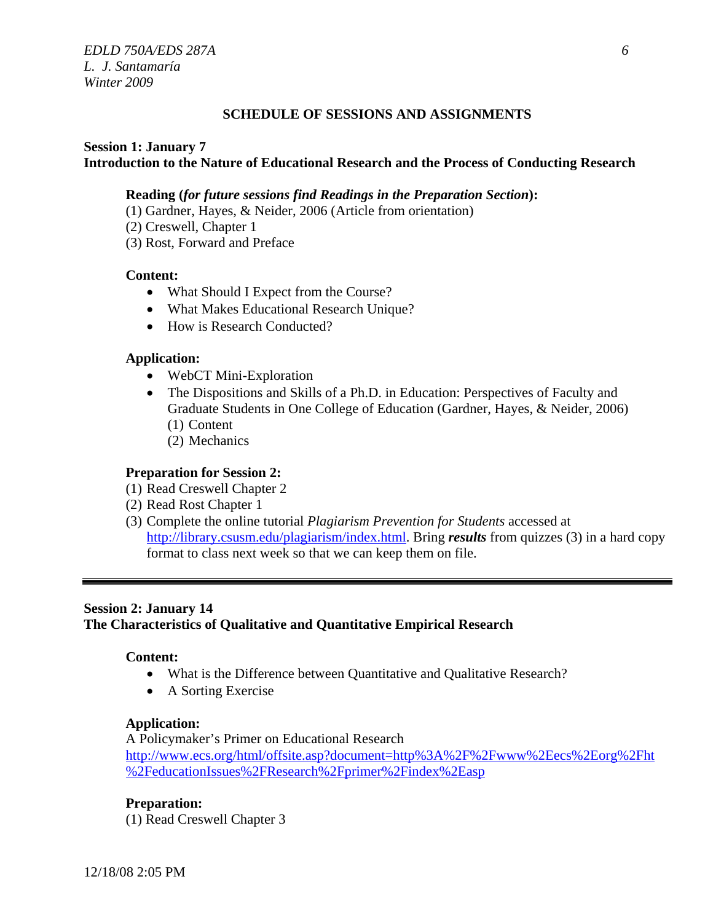## SCHEDULE OF SESSIONS AND ASSIGNMENTS

### Session 1: January 7
### Introduction to the Nature of Educational Research and the Process of Conducting Research

**Reading (*for future sessions find Readings in the Preparation Section*):**

(1) Gardner, Hayes, & Neider, 2006 (Article from orientation)
(2) Creswell, Chapter 1
(3) Rost, Forward and Preface

**Content:**

- What Should I Expect from the Course?
- What Makes Educational Research Unique?
- How is Research Conducted?

**Application:**

- WebCT Mini-Exploration
- The Dispositions and Skills of a Ph.D. in Education: Perspectives of Faculty and Graduate Students in One College of Education (Gardner, Hayes, & Neider, 2006)
  (1) Content
  (2) Mechanics

**Preparation for Session 2:**

(1) Read Creswell Chapter 2
(2) Read Rost Chapter 1
(3) Complete the online tutorial *Plagiarism Prevention for Students* accessed at http://library.csusm.edu/plagiarism/index.html. Bring ***results*** from quizzes (3) in a hard copy format to class next week so that we can keep them on file.

---

### Session 2: January 14
### The Characteristics of Qualitative and Quantitative Empirical Research

**Content:**

- What is the Difference between Quantitative and Qualitative Research?
- A Sorting Exercise

**Application:**

A Policymaker's Primer on Educational Research
http://www.ecs.org/html/offsite.asp?document=http%3A%2F%2Fwww%2Eecs%2Eorg%2Fht%2FeducationIssues%2FResearch%2Fprimer%2Findex%2Easp

**Preparation:**

(1) Read Creswell Chapter 3

12/18/08 2:05 PM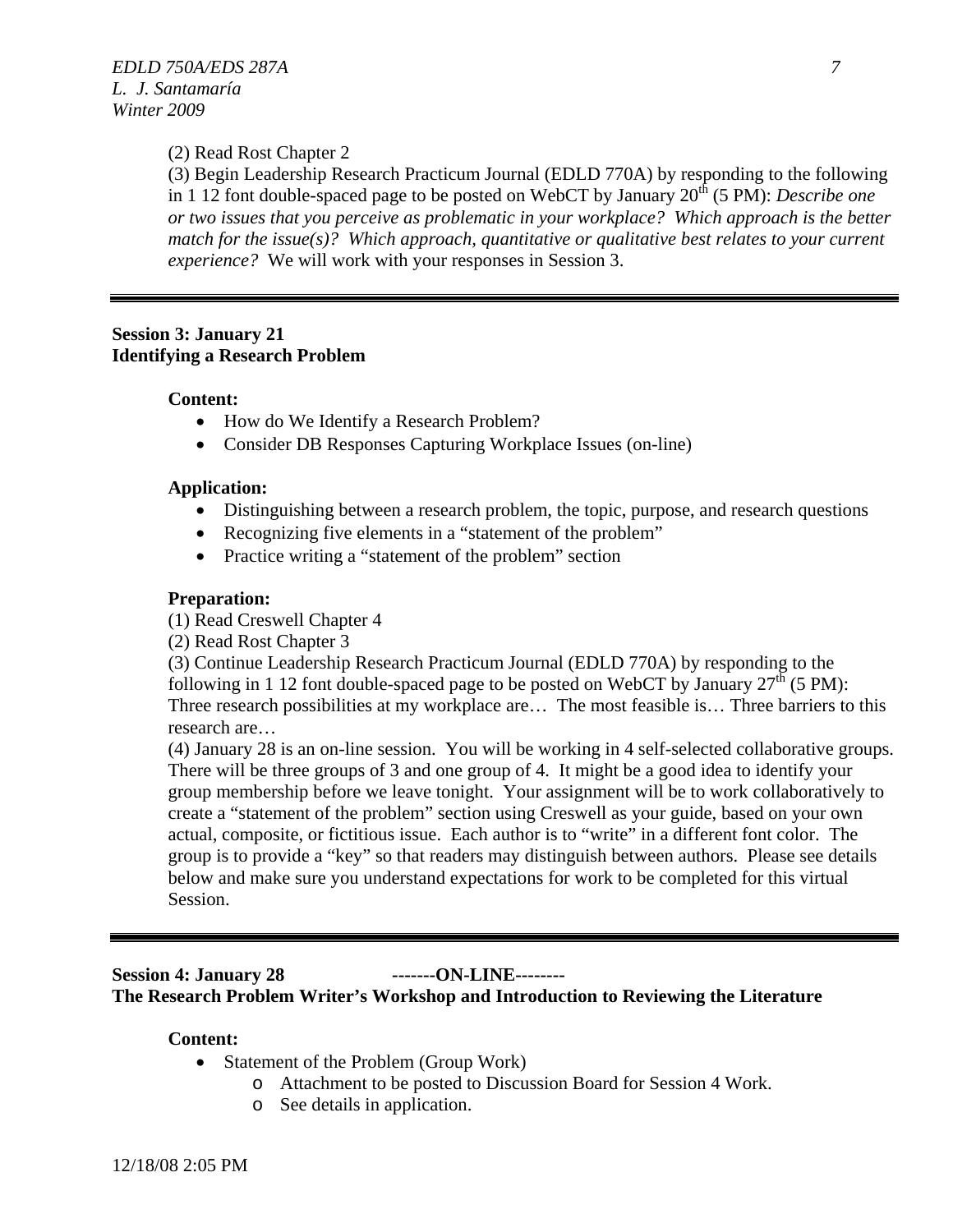(2) Read Rost Chapter 2

(3) Begin Leadership Research Practicum Journal (EDLD 770A) by responding to the following in 1 12 font double-spaced page to be posted on WebCT by January 20th (5 PM): *Describe one or two issues that you perceive as problematic in your workplace? Which approach is the better match for the issue(s)? Which approach, quantitative or qualitative best relates to your current experience?* We will work with your responses in Session 3.

---

**Session 3: January 21**
**Identifying a Research Problem**

**Content:**

- How do We Identify a Research Problem?
- Consider DB Responses Capturing Workplace Issues (on-line)

**Application:**

- Distinguishing between a research problem, the topic, purpose, and research questions
- Recognizing five elements in a "statement of the problem"
- Practice writing a "statement of the problem" section

**Preparation:**

(1) Read Creswell Chapter 4

(2) Read Rost Chapter 3

(3) Continue Leadership Research Practicum Journal (EDLD 770A) by responding to the following in 1 12 font double-spaced page to be posted on WebCT by January 27th (5 PM): Three research possibilities at my workplace are… The most feasible is… Three barriers to this research are…

(4) January 28 is an on-line session. You will be working in 4 self-selected collaborative groups. There will be three groups of 3 and one group of 4. It might be a good idea to identify your group membership before we leave tonight. Your assignment will be to work collaboratively to create a "statement of the problem" section using Creswell as your guide, based on your own actual, composite, or fictitious issue. Each author is to "write" in a different font color. The group is to provide a "key" so that readers may distinguish between authors. Please see details below and make sure you understand expectations for work to be completed for this virtual Session.

---

**Session 4: January 28 -------ON-LINE--------**
**The Research Problem Writer's Workshop and Introduction to Reviewing the Literature**

**Content:**

- Statement of the Problem (Group Work)
  - Attachment to be posted to Discussion Board for Session 4 Work.
  - See details in application.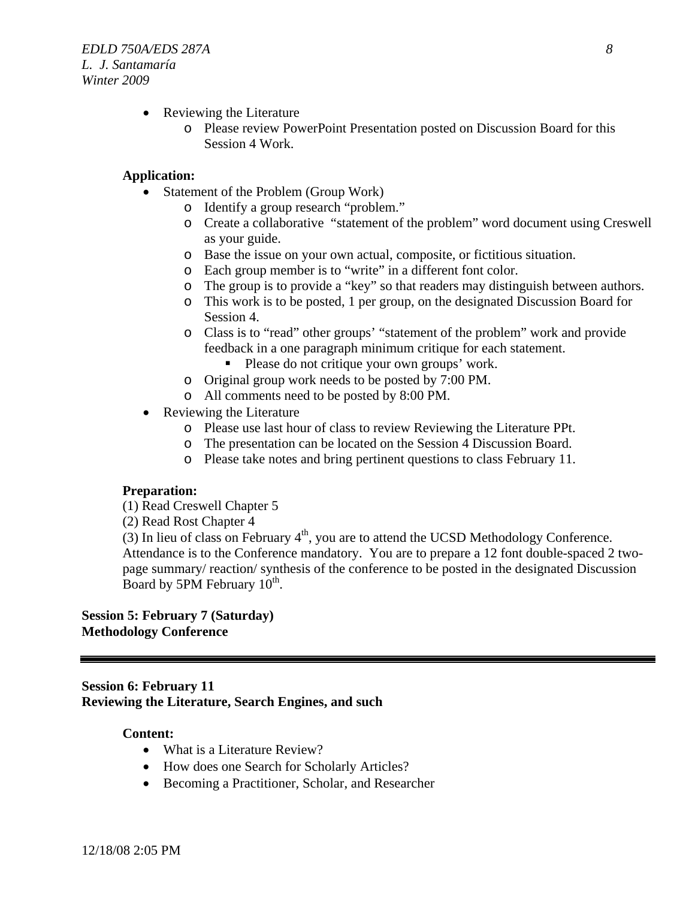- Reviewing the Literature
  - Please review PowerPoint Presentation posted on Discussion Board for this Session 4 Work.

**Application:**

- Statement of the Problem (Group Work)
  - Identify a group research "problem."
  - Create a collaborative "statement of the problem" word document using Creswell as your guide.
  - Base the issue on your own actual, composite, or fictitious situation.
  - Each group member is to "write" in a different font color.
  - The group is to provide a "key" so that readers may distinguish between authors.
  - This work is to be posted, 1 per group, on the designated Discussion Board for Session 4.
  - Class is to "read" other groups' "statement of the problem" work and provide feedback in a one paragraph minimum critique for each statement.
    - Please do not critique your own groups' work.
  - Original group work needs to be posted by 7:00 PM.
  - All comments need to be posted by 8:00 PM.
- Reviewing the Literature
  - Please use last hour of class to review Reviewing the Literature PPt.
  - The presentation can be located on the Session 4 Discussion Board.
  - Please take notes and bring pertinent questions to class February 11.

**Preparation:**

(1) Read Creswell Chapter 5
(2) Read Rost Chapter 4
(3) In lieu of class on February 4th, you are to attend the UCSD Methodology Conference. Attendance is to the Conference mandatory. You are to prepare a 12 font double-spaced 2 two-page summary/ reaction/ synthesis of the conference to be posted in the designated Discussion Board by 5PM February 10th.

**Session 5: February 7 (Saturday)**
**Methodology Conference**

---

**Session 6: February 11**
**Reviewing the Literature, Search Engines, and such**

**Content:**

- What is a Literature Review?
- How does one Search for Scholarly Articles?
- Becoming a Practitioner, Scholar, and Researcher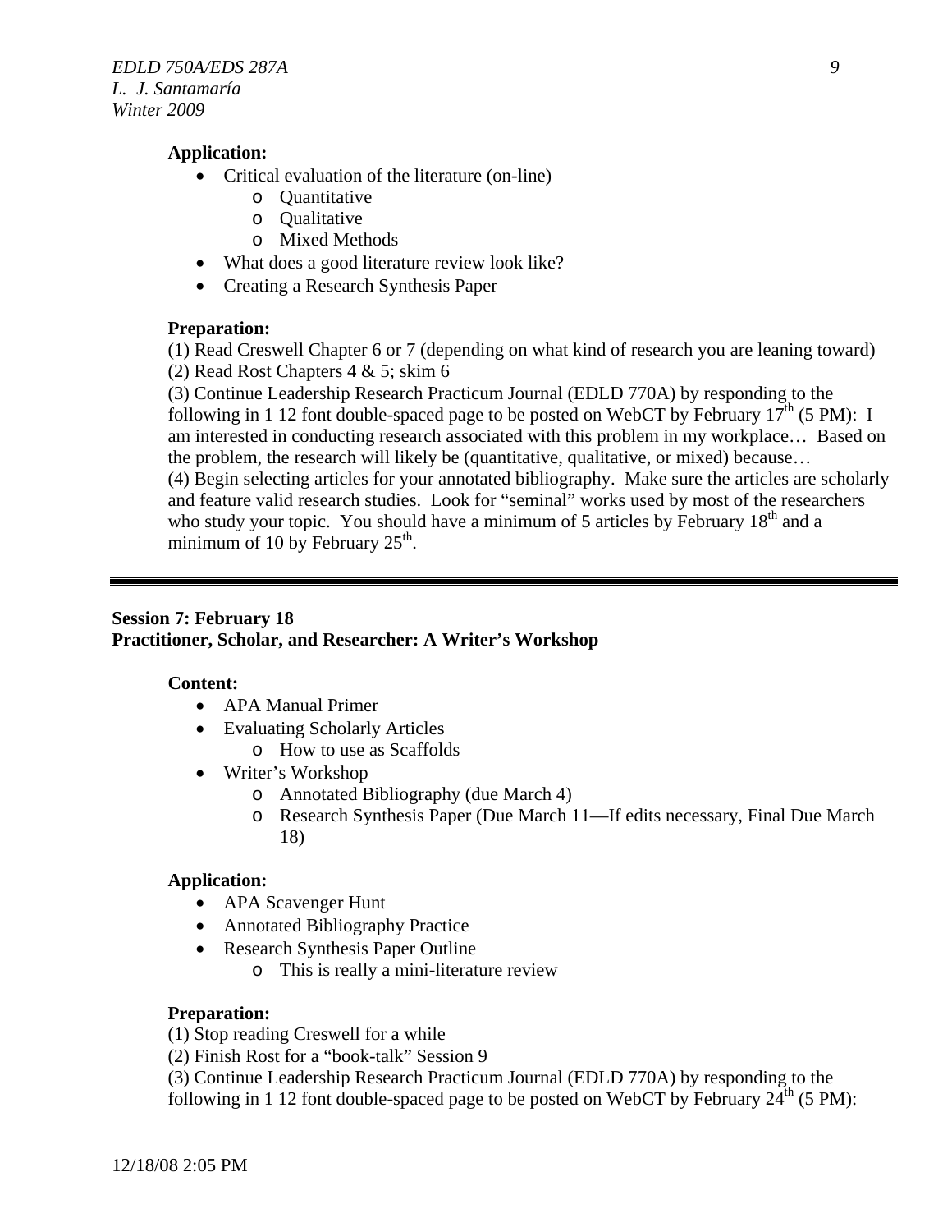**Application:**

- Critical evaluation of the literature (on-line)
    - Quantitative
    - Qualitative
    - Mixed Methods
- What does a good literature review look like?
- Creating a Research Synthesis Paper

**Preparation:**

(1) Read Creswell Chapter 6 or 7 (depending on what kind of research you are leaning toward)
(2) Read Rost Chapters 4 & 5; skim 6
(3) Continue Leadership Research Practicum Journal (EDLD 770A) by responding to the following in 1 12 font double-spaced page to be posted on WebCT by February 17th (5 PM): I am interested in conducting research associated with this problem in my workplace… Based on the problem, the research will likely be (quantitative, qualitative, or mixed) because…
(4) Begin selecting articles for your annotated bibliography. Make sure the articles are scholarly and feature valid research studies. Look for "seminal" works used by most of the researchers who study your topic. You should have a minimum of 5 articles by February 18th and a minimum of 10 by February 25th.

---

**Session 7: February 18**
**Practitioner, Scholar, and Researcher: A Writer's Workshop**

**Content:**

- APA Manual Primer
- Evaluating Scholarly Articles
    - How to use as Scaffolds
- Writer's Workshop
    - Annotated Bibliography (due March 4)
    - Research Synthesis Paper (Due March 11—If edits necessary, Final Due March 18)

**Application:**

- APA Scavenger Hunt
- Annotated Bibliography Practice
- Research Synthesis Paper Outline
    - This is really a mini-literature review

**Preparation:**

(1) Stop reading Creswell for a while
(2) Finish Rost for a "book-talk" Session 9
(3) Continue Leadership Research Practicum Journal (EDLD 770A) by responding to the following in 1 12 font double-spaced page to be posted on WebCT by February 24th (5 PM):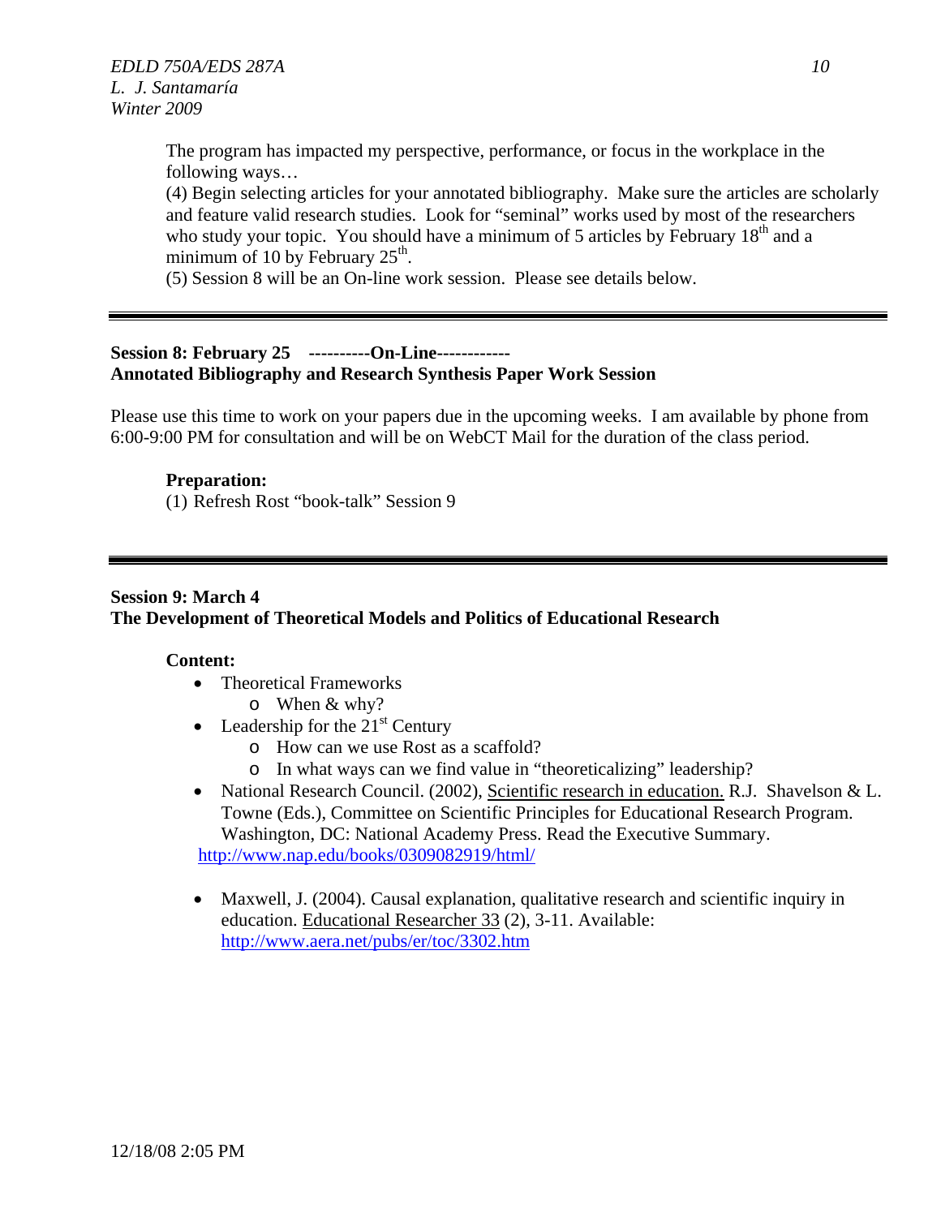The program has impacted my perspective, performance, or focus in the workplace in the following ways…

(4) Begin selecting articles for your annotated bibliography. Make sure the articles are scholarly and feature valid research studies. Look for "seminal" works used by most of the researchers who study your topic. You should have a minimum of 5 articles by February 18th and a minimum of 10 by February 25th.

(5) Session 8 will be an On-line work session. Please see details below.

---

**Session 8: February 25 ----------On-Line-----------**
**Annotated Bibliography and Research Synthesis Paper Work Session**

Please use this time to work on your papers due in the upcoming weeks. I am available by phone from 6:00-9:00 PM for consultation and will be on WebCT Mail for the duration of the class period.

**Preparation:**

(1) Refresh Rost "book-talk" Session 9

---

**Session 9: March 4**
**The Development of Theoretical Models and Politics of Educational Research**

**Content:**

- Theoretical Frameworks
  - When & why?
- Leadership for the 21st Century
  - How can we use Rost as a scaffold?
  - In what ways can we find value in "theoreticalizing" leadership?
- National Research Council. (2002), Scientific research in education. R.J. Shavelson & L. Towne (Eds.), Committee on Scientific Principles for Educational Research Program. Washington, DC: National Academy Press. Read the Executive Summary. http://www.nap.edu/books/0309082919/html/

- Maxwell, J. (2004). Causal explanation, qualitative research and scientific inquiry in education. Educational Researcher 33 (2), 3-11. Available: http://www.aera.net/pubs/er/toc/3302.htm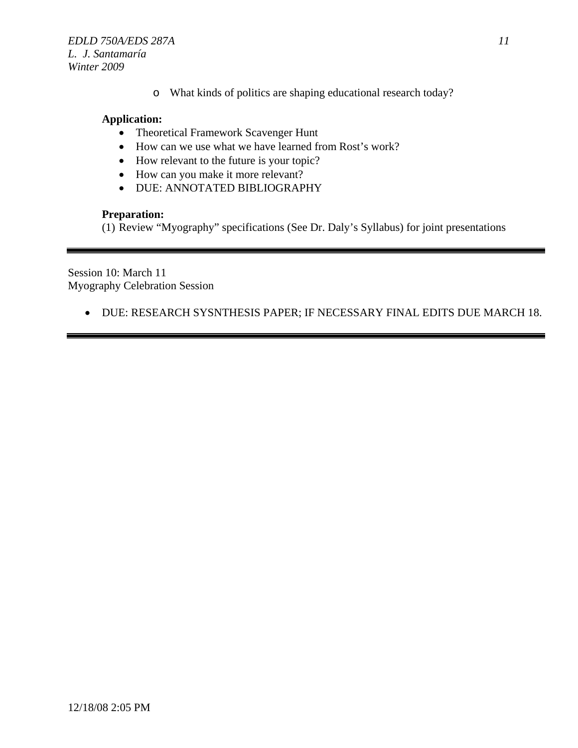- What kinds of politics are shaping educational research today?

**Application:**

- Theoretical Framework Scavenger Hunt
- How can we use what we have learned from Rost's work?
- How relevant to the future is your topic?
- How can you make it more relevant?
- DUE: ANNOTATED BIBLIOGRAPHY

**Preparation:**

(1) Review "Myography" specifications (See Dr. Daly's Syllabus) for joint presentations

---

Session 10: March 11
Myography Celebration Session

- DUE: RESEARCH SYSNTHESIS PAPER; IF NECESSARY FINAL EDITS DUE MARCH 18.

---

12/18/08 2:05 PM